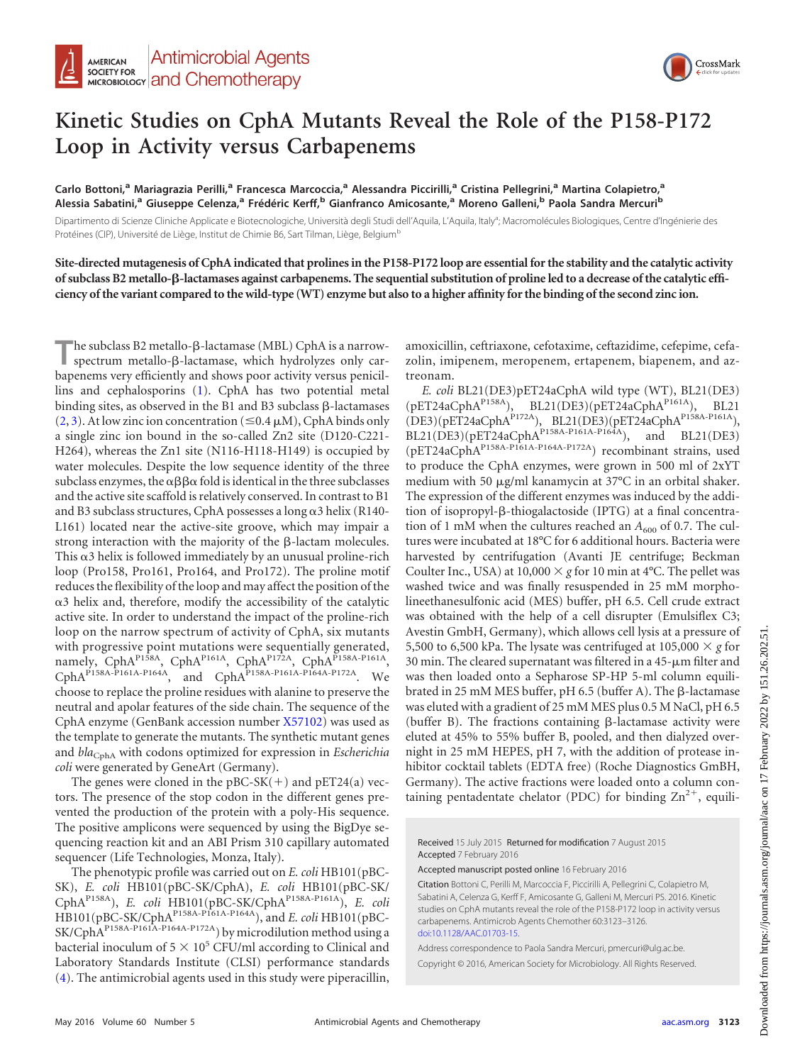# Kinetic Studies on CphA Mutants Reveal the Role of the P158-P172 Loop in Activity versus Carbapenems

**Carlo Bottoni,[a] Mariagrazia Perilli,[a] Francesca Marcoccia,[a] Alessandra Piccirilli,[a] Cristina Pellegrini,[a] Martina Colapietro,[a] Alessia Sabatini,[a] Giuseppe Celenza,[a] Frédéric Kerff,[b] Gianfranco Amicosante,[a] Moreno Galleni,[b] Paola Sandra Mercuri[b]**

Dipartimento di Scienze Cliniche Applicate e Biotecnologiche, Università degli Studi dell'Aquila, L'Aquila, Italy[a]; Macromolécules Biologiques, Centre d'Ingénierie des Protéines (CIP), Université de Liège, Institut de Chimie B6, Sart Tilman, Liège, Belgium[b]

**Site-directed mutagenesis of CphA indicated that prolines in the P158-P172 loop are essential for the stability and the catalytic activity of subclass B2 metallo-β-lactamases against carbapenems. The sequential substitution of proline led to a decrease of the catalytic efficiency of the variant compared to the wild-type (WT) enzyme but also to a higher affinity for the binding of the second zinc ion.**

The subclass B2 metallo-β-lactamase (MBL) CphA is a narrow-spectrum metallo-β-lactamase, which hydrolyzes only carbapenems very efficiently and shows poor activity versus penicillins and cephalosporins (1). CphA has two potential metal binding sites, as observed in the B1 and B3 subclass β-lactamases (2, 3). At low zinc ion concentration (≤0.4 μM), CphA binds only a single zinc ion bound in the so-called Zn2 site (D120-C221-H264), whereas the Zn1 site (N116-H118-H149) is occupied by water molecules. Despite the low sequence identity of the three subclass enzymes, the αββα fold is identical in the three subclasses and the active site scaffold is relatively conserved. In contrast to B1 and B3 subclass structures, CphA possesses a long α3 helix (R140-L161) located near the active-site groove, which may impair a strong interaction with the majority of the β-lactam molecules. This α3 helix is followed immediately by an unusual proline-rich loop (Pro158, Pro161, Pro164, and Pro172). The proline motif reduces the flexibility of the loop and may affect the position of the α3 helix and, therefore, modify the accessibility of the catalytic active site. In order to understand the impact of the proline-rich loop on the narrow spectrum of activity of CphA, six mutants with progressive point mutations were sequentially generated, namely, CphA[P158A], CphA[P161A], CphA[P172A], CphA[P158A-P161A], CphA[P158A-P161A-P164A], and CphA[P158A-P161A-P164A-P172A]. We choose to replace the proline residues with alanine to preserve the neutral and apolar features of the side chain. The sequence of the CphA enzyme (GenBank accession number X57102) was used as the template to generate the mutants. The synthetic mutant genes and $bla_{CphA}$ with codons optimized for expression in *Escherichia coli* were generated by GeneArt (Germany).

The genes were cloned in the pBC-SK(+) and pET24(a) vectors. The presence of the stop codon in the different genes prevented the production of the protein with a poly-His sequence. The positive amplicons were sequenced by using the BigDye sequencing reaction kit and an ABI Prism 310 capillary automated sequencer (Life Technologies, Monza, Italy).

The phenotypic profile was carried out on *E. coli* HB101(pBC-SK), *E. coli* HB101(pBC-SK/CphA), *E. coli* HB101(pBC-SK/CphA[P158A]), *E. coli* HB101(pBC-SK/CphA[P158A-P161A]), *E. coli* HB101(pBC-SK/CphA[P158A-P161A-P164A]), and *E. coli* HB101(pBC-SK/CphA[P158A-P161A-P164A-P172A]) by microdilution method using a bacterial inoculum of $5 \times 10^5$ CFU/ml according to Clinical and Laboratory Standards Institute (CLSI) performance standards (4). The antimicrobial agents used in this study were piperacillin, amoxicillin, ceftriaxone, cefotaxime, ceftazidime, cefepime, cefazolin, imipenem, meropenem, ertapenem, biapenem, and aztreonam.

*E. coli* BL21(DE3)pET24aCphA wild type (WT), BL21(DE3)(pET24aCphA[P158A]), BL21(DE3)(pET24aCphA[P161A]), BL21(DE3)(pET24aCphA[P172A]), BL21(DE3)(pET24aCphA[P158A-P161A]), BL21(DE3)(pET24aCphA[P158A-P161A-P164A]), and BL21(DE3)(pET24aCphA[P158A-P161A-P164A-P172A]) recombinant strains, used to produce the CphA enzymes, were grown in 500 ml of 2xYT medium with 50 μg/ml kanamycin at 37°C in an orbital shaker. The expression of the different enzymes was induced by the addition of isopropyl-β-thiogalactoside (IPTG) at a final concentration of 1 mM when the cultures reached an $A_{600}$ of 0.7. The cultures were incubated at 18°C for 6 additional hours. Bacteria were harvested by centrifugation (Avanti JE centrifuge; Beckman Coulter Inc., USA) at 10,000 × *g* for 10 min at 4°C. The pellet was washed twice and was finally resuspended in 25 mM morpholineethanesulfonic acid (MES) buffer, pH 6.5. Cell crude extract was obtained with the help of a cell disrupter (Emulsiflex C3; Avestin GmbH, Germany), which allows cell lysis at a pressure of 5,500 to 6,500 kPa. The lysate was centrifuged at 105,000 × *g* for 30 min. The cleared supernatant was filtered in a 45-μm filter and was then loaded onto a Sepharose SP-HP 5-ml column equilibrated in 25 mM MES buffer, pH 6.5 (buffer A). The β-lactamase was eluted with a gradient of 25 mM MES plus 0.5 M NaCl, pH 6.5 (buffer B). The fractions containing β-lactamase activity were eluted at 45% to 55% buffer B, pooled, and then dialyzed overnight in 25 mM HEPES, pH 7, with the addition of protease inhibitor cocktail tablets (EDTA free) (Roche Diagnostics GmBH, Germany). The active fractions were loaded onto a column containing pentadentate chelator (PDC) for binding $Zn^{2+}$, equili-

Received 15 July 2015 Returned for modification 7 August 2015 Accepted 7 February 2016

Accepted manuscript posted online 16 February 2016

Citation Bottoni C, Perilli M, Marcoccia F, Piccirilli A, Pellegrini C, Colapietro M, Sabatini A, Celenza G, Kerff F, Amicosante G, Galleni M, Mercuri PS. 2016. Kinetic studies on CphA mutants reveal the role of the P158-P172 loop in activity versus carbapenems. Antimicrob Agents Chemother 60:3123–3126. doi:10.1128/AAC.01703-15.

Address correspondence to Paola Sandra Mercuri, pmercuri@ulg.ac.be.

Copyright © 2016, American Society for Microbiology. All Rights Reserved.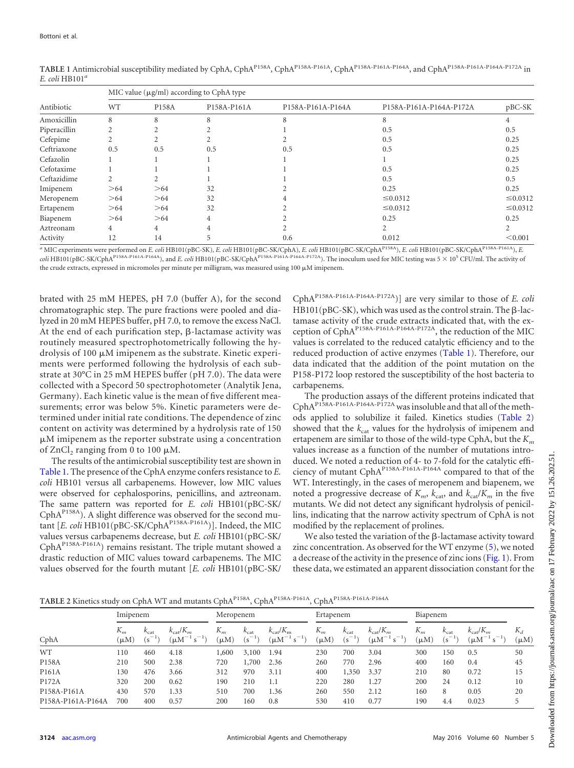**TABLE 1** Antimicrobial susceptibility mediated by CphA, $CphA^{P158A}$, $CphA^{P158A\text{-}P161A}$, $CphA^{P158A\text{-}P161A\text{-}P164A}$, and $CphA^{P158A\text{-}P161A\text{-}P164A\text{-}P172A}$ in *E. coli* HB101[a]

| Antibiotic | MIC value (μg/ml) according to CphA type | | | | | |
|---|---|---|---|---|---|---|
| | WT | P158A | P158A-P161A | P158A-P161A-P164A | P158A-P161A-P164A-P172A | pBC-SK |
| Amoxicillin | 8 | 8 | 8 | 8 | 8 | 4 |
| Piperacillin | 2 | 2 | 2 | 1 | 0.5 | 0.5 |
| Cefepime | 2 | 2 | 2 | 2 | 0.5 | 0.25 |
| Ceftriaxone | 0.5 | 0.5 | 0.5 | 0.5 | 0.5 | 0.25 |
| Cefazolin | 1 | 1 | 1 | 1 | 1 | 0.25 |
| Cefotaxime | 1 | 1 | 1 | 1 | 0.5 | 0.25 |
| Ceftazidime | 2 | 2 | 1 | 1 | 0.5 | 0.5 |
| Imipenem | >64 | >64 | 32 | 2 | 0.25 | 0.25 |
| Meropenem | >64 | >64 | 32 | 4 | ≤0.0312 | ≤0.0312 |
| Ertapenem | >64 | >64 | 32 | 2 | ≤0.0312 | ≤0.0312 |
| Biapenem | >64 | >64 | 4 | 2 | 0.25 | 0.25 |
| Aztreonam | 4 | 4 | 4 | 2 | 2 | 2 |
| Activity | 12 | 14 | 5 | 0.6 | 0.012 | <0.001 |

[a] MIC experiments were performed on *E. coli* HB101(pBC-SK), *E. coli* HB101(pBC-SK/CphA), *E. coli* HB101(pBC-SK/$CphA^{P158A}$), *E. coli* HB101(pBC-SK/$CphA^{P158A\text{-}P161A}$), *E. coli* HB101(pBC-SK/$CphA^{P158A\text{-}P161A\text{-}P164A}$), and *E. coli* HB101(pBC-SK/$CphA^{P158A\text{-}P161A\text{-}P164A\text{-}P172A}$). The inoculum used for MIC testing was $5 \times 10^5$ CFU/ml. The activity of the crude extracts, expressed in micromoles per minute per milligram, was measured using 100 μM imipenem.

brated with 25 mM HEPES, pH 7.0 (buffer A), for the second chromatographic step. The pure fractions were pooled and dialyzed in 20 mM HEPES buffer, pH 7.0, to remove the excess NaCl. At the end of each purification step, β-lactamase activity was routinely measured spectrophotometrically following the hydrolysis of 100 μM imipenem as the substrate. Kinetic experiments were performed following the hydrolysis of each substrate at 30°C in 25 mM HEPES buffer (pH 7.0). The data were collected with a Specord 50 spectrophotometer (Analytik Jena, Germany). Each kinetic value is the mean of five different measurements; error was below 5%. Kinetic parameters were determined under initial rate conditions. The dependence of zinc content on activity was determined by a hydrolysis rate of 150 μM imipenem as the reporter substrate using a concentration of $ZnCl_2$ ranging from 0 to 100 μM.

The results of the antimicrobial susceptibility test are shown in Table 1. The presence of the CphA enzyme confers resistance to *E. coli* HB101 versus all carbapenems. However, low MIC values were observed for cephalosporins, penicillins, and aztreonam. The same pattern was reported for *E. coli* HB101(pBC-SK/$CphA^{P158A}$). A slight difference was observed for the second mutant [*E. coli* HB101(pBC-SK/$CphA^{P158A\text{-}P161A}$)]. Indeed, the MIC values versus carbapenems decrease, but *E. coli* HB101(pBC-SK/$CphA^{P158A\text{-}P161A}$) remains resistant. The triple mutant showed a drastic reduction of MIC values toward carbapenems. The MIC values observed for the fourth mutant [*E. coli* HB101(pBC-SK/$CphA^{P158A\text{-}P161A\text{-}P164A\text{-}P172A}$)] are very similar to those of *E. coli* HB101(pBC-SK), which was used as the control strain. The β-lactamase activity of the crude extracts indicated that, with the exception of $CphA^{P158A\text{-}P161A\text{-}P164A\text{-}P172A}$, the reduction of the MIC values is correlated to the reduced catalytic efficiency and to the reduced production of active enzymes (Table 1). Therefore, our data indicated that the addition of the point mutation on the P158-P172 loop restored the susceptibility of the host bacteria to carbapenems.

The production assays of the different proteins indicated that $CphA^{P158A\text{-}P161A\text{-}P164A\text{-}P172A}$ was insoluble and that all of the methods applied to solubilize it failed. Kinetics studies (Table 2) showed that the $k_{cat}$ values for the hydrolysis of imipenem and ertapenem are similar to those of the wild-type CphA, but the $K_m$ values increase as a function of the number of mutations introduced. We noted a reduction of 4- to 7-fold for the catalytic efficiency of mutant $CphA^{P158A\text{-}P161A\text{-}P164A}$ compared to that of the WT. Interestingly, in the cases of meropenem and biapenem, we noted a progressive decrease of $K_m$, $k_{cat}$, and $k_{cat}/K_m$ in the five mutants. We did not detect any significant hydrolysis of penicillins, indicating that the narrow activity spectrum of CphA is not modified by the replacement of prolines.

We also tested the variation of the β-lactamase activity toward zinc concentration. As observed for the WT enzyme (5), we noted a decrease of the activity in the presence of zinc ions (Fig. 1). From these data, we estimated an apparent dissociation constant for the

**TABLE 2** Kinetics study on CphA WT and mutants $CphA^{P158A}$, $CphA^{P158A\text{-}P161A}$, $CphA^{P158A\text{-}P161A\text{-}P164A}$

| CphA | Imipenem | | | Meropenem | | | Ertapenem | | | Biapenem | | | |
|---|---|---|---|---|---|---|---|---|---|---|---|---|---|
| | $K_m$ (μM) | $k_{cat}$ ($s^{-1}$) | $k_{cat}/K_m$ ($\mu M^{-1}\,s^{-1}$) | $K_m$ (μM) | $k_{cat}$ ($s^{-1}$) | $k_{cat}/K_m$ ($\mu M^{-1}\,s^{-1}$) | $K_m$ (μM) | $k_{cat}$ ($s^{-1}$) | $k_{cat}/K_m$ ($\mu M^{-1}\,s^{-1}$) | $K_m$ (μM) | $k_{cat}$ ($s^{-1}$) | $k_{cat}/K_m$ ($\mu M^{-1}\,s^{-1}$) | $K_d$ (μM) |
| WT | 110 | 460 | 4.18 | 1,600 | 3,100 | 1.94 | 230 | 700 | 3.04 | 300 | 150 | 0.5 | 50 |
| P158A | 210 | 500 | 2.38 | 720 | 1,700 | 2.36 | 260 | 770 | 2.96 | 400 | 160 | 0.4 | 45 |
| P161A | 130 | 476 | 3.66 | 312 | 970 | 3.11 | 400 | 1,350 | 3.37 | 210 | 80 | 0.72 | 15 |
| P172A | 320 | 200 | 0.62 | 190 | 210 | 1.1 | 220 | 280 | 1.27 | 200 | 24 | 0.12 | 10 |
| P158A-P161A | 430 | 570 | 1.33 | 510 | 700 | 1.36 | 260 | 550 | 2.12 | 160 | 8 | 0.05 | 20 |
| P158A-P161A-P164A | 700 | 400 | 0.57 | 200 | 160 | 0.8 | 530 | 410 | 0.77 | 190 | 4.4 | 0.023 | 5 |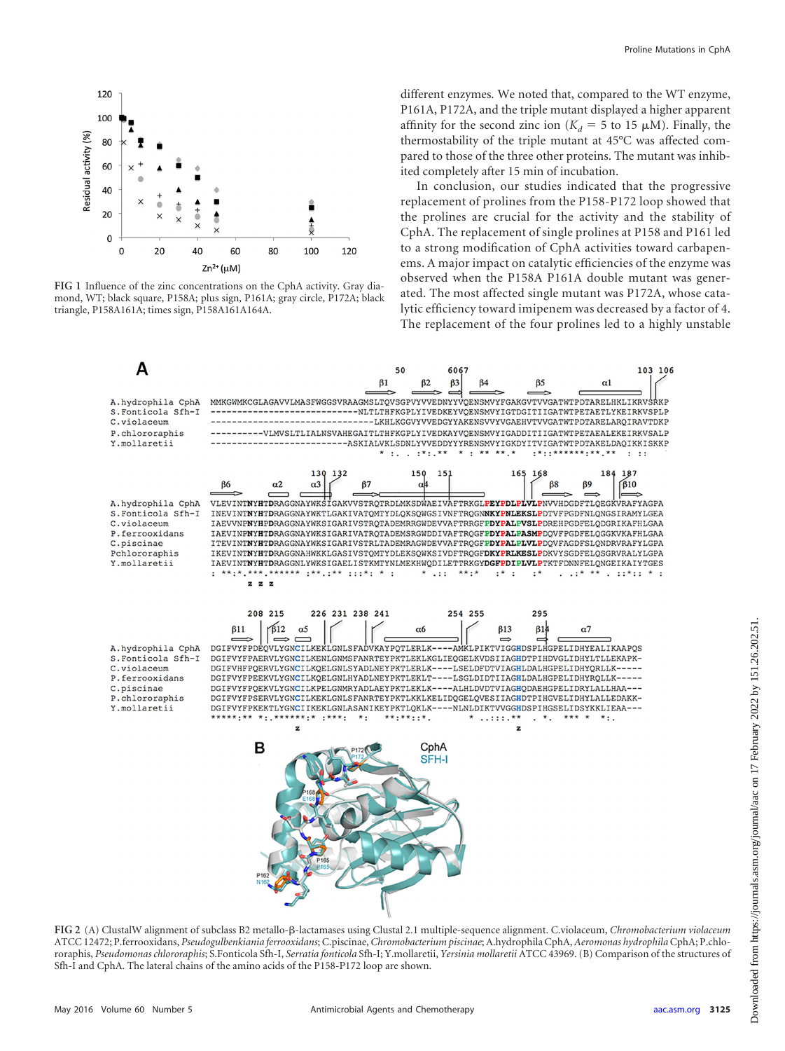different enzymes. We noted that, compared to the WT enzyme, P161A, P172A, and the triple mutant displayed a higher apparent affinity for the second zinc ion ($K_d$ = 5 to 15 μM). Finally, the thermostability of the triple mutant at 45°C was affected compared to those of the three other proteins. The mutant was inhibited completely after 15 min of incubation.

In conclusion, our studies indicated that the progressive replacement of prolines from the P158-P172 loop showed that the prolines are crucial for the activity and the stability of CphA. The replacement of single prolines at P158 and P161 led to a strong modification of CphA activities toward carbapenems. A major impact on catalytic efficiencies of the enzyme was observed when the P158A P161A double mutant was generated. The most affected single mutant was P172A, whose catalytic efficiency toward imipenem was decreased by a factor of 4. The replacement of the four prolines led to a highly unstable

FIG 1 Influence of the zinc concentrations on the CphA activity. Gray diamond, WT; black square, P158A; plus sign, P161A; gray circle, P172A; black triangle, P158A161A; times sign, P158A161A164A.

FIG 2 (A) ClustalW alignment of subclass B2 metallo-β-lactamases using Clustal 2.1 multiple-sequence alignment. C.violaceum, *Chromobacterium violaceum* ATCC 12472; P.ferrooxidans, *Pseudogulbenkiania ferrooxidans*; C.piscinae, *Chromobacterium piscinae*; A.hydrophila CphA, *Aeromonas hydrophila* CphA; P.chlororaphis, *Pseudomonas chlororaphis*; S.Fonticola Sfh-I, *Serratia fonticola* Sfh-I; Y.mollaretii, *Yersinia mollaretii* ATCC 43969. (B) Comparison of the structures of Sfh-I and CphA. The lateral chains of the amino acids of the P158-P172 loop are shown.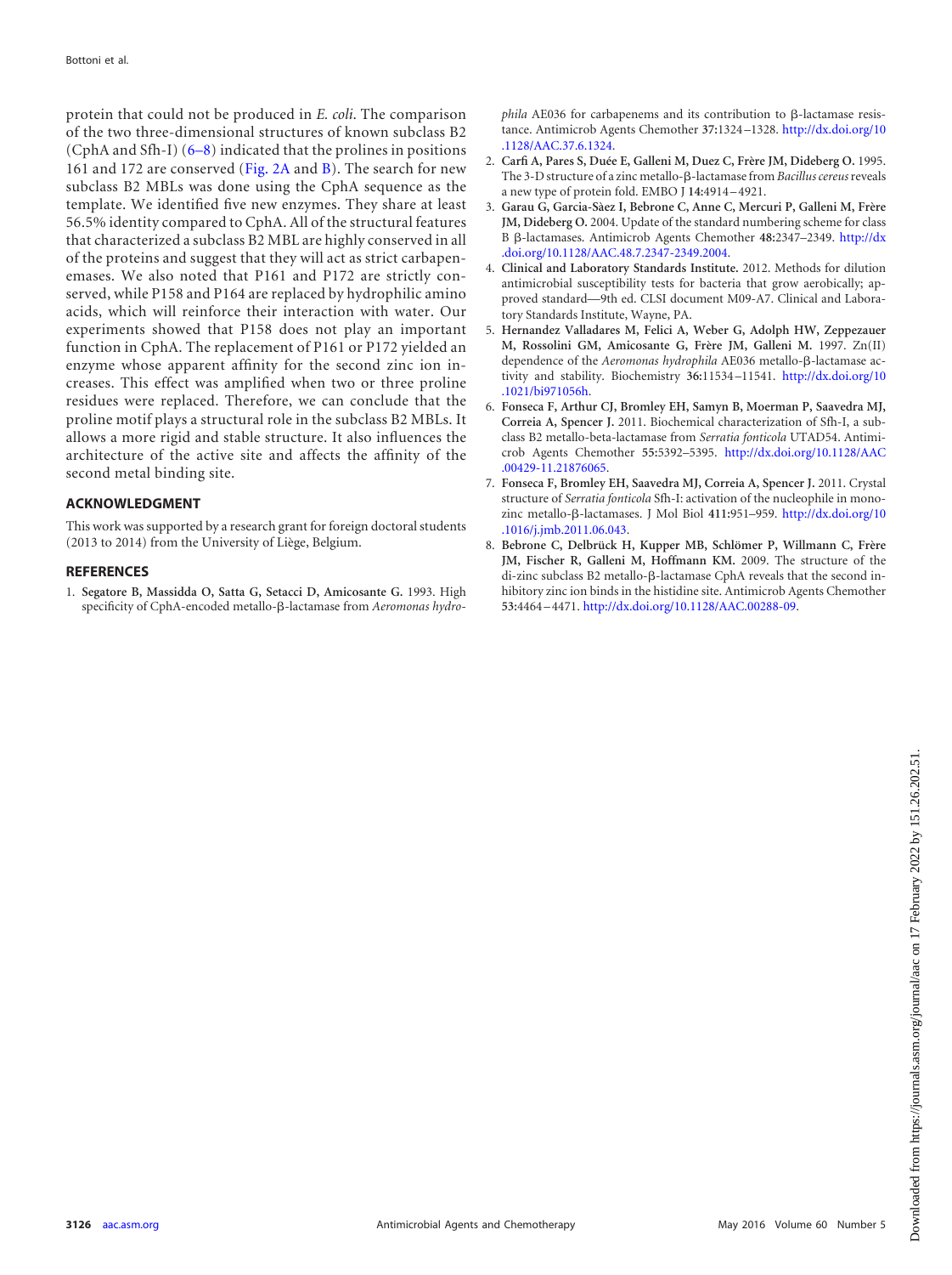protein that could not be produced in *E. coli*. The comparison of the two three-dimensional structures of known subclass B2 (CphA and Sfh-I) (6–8) indicated that the prolines in positions 161 and 172 are conserved (Fig. 2A and B). The search for new subclass B2 MBLs was done using the CphA sequence as the template. We identified five new enzymes. They share at least 56.5% identity compared to CphA. All of the structural features that characterized a subclass B2 MBL are highly conserved in all of the proteins and suggest that they will act as strict carbapenemases. We also noted that P161 and P172 are strictly conserved, while P158 and P164 are replaced by hydrophilic amino acids, which will reinforce their interaction with water. Our experiments showed that P158 does not play an important function in CphA. The replacement of P161 or P172 yielded an enzyme whose apparent affinity for the second zinc ion increases. This effect was amplified when two or three proline residues were replaced. Therefore, we can conclude that the proline motif plays a structural role in the subclass B2 MBLs. It allows a more rigid and stable structure. It also influences the architecture of the active site and affects the affinity of the second metal binding site.

## ACKNOWLEDGMENT

This work was supported by a research grant for foreign doctoral students (2013 to 2014) from the University of Liège, Belgium.

## REFERENCES

1. **Segatore B, Massidda O, Satta G, Setacci D, Amicosante G.** 1993. High specificity of CphA-encoded metallo-β-lactamase from *Aeromonas hydrophila* AE036 for carbapenems and its contribution to β-lactamase resistance. Antimicrob Agents Chemother **37:**1324–1328. http://dx.doi.org/10.1128/AAC.37.6.1324.
2. **Carfi A, Pares S, Duée E, Galleni M, Duez C, Frère JM, Dideberg O.** 1995. The 3-D structure of a zinc metallo-β-lactamase from *Bacillus cereus* reveals a new type of protein fold. EMBO J **14:**4914–4921.
3. **Garau G, Garcia-Sàez I, Bebrone C, Anne C, Mercuri P, Galleni M, Frère JM, Dideberg O.** 2004. Update of the standard numbering scheme for class B β-lactamases. Antimicrob Agents Chemother **48:**2347–2349. http://dx.doi.org/10.1128/AAC.48.7.2347-2349.2004.
4. **Clinical and Laboratory Standards Institute.** 2012. Methods for dilution antimicrobial susceptibility tests for bacteria that grow aerobically; approved standard—9th ed. CLSI document M09-A7. Clinical and Laboratory Standards Institute, Wayne, PA.
5. **Hernandez Valladares M, Felici A, Weber G, Adolph HW, Zeppezauer M, Rossolini GM, Amicosante G, Frère JM, Galleni M.** 1997. Zn(II) dependence of the *Aeromonas hydrophila* AE036 metallo-β-lactamase activity and stability. Biochemistry **36:**11534–11541. http://dx.doi.org/10.1021/bi971056h.
6. **Fonseca F, Arthur CJ, Bromley EH, Samyn B, Moerman P, Saavedra MJ, Correia A, Spencer J.** 2011. Biochemical characterization of Sfh-I, a subclass B2 metallo-beta-lactamase from *Serratia fonticola* UTAD54. Antimicrob Agents Chemother **55:**5392–5395. http://dx.doi.org/10.1128/AAC.00429-11.21876065.
7. **Fonseca F, Bromley EH, Saavedra MJ, Correia A, Spencer J.** 2011. Crystal structure of *Serratia fonticola* Sfh-I: activation of the nucleophile in mono-zinc metallo-β-lactamases. J Mol Biol **411:**951–959. http://dx.doi.org/10.1016/j.jmb.2011.06.043.
8. **Bebrone C, Delbrück H, Kupper MB, Schlömer P, Willmann C, Frère JM, Fischer R, Galleni M, Hoffmann KM.** 2009. The structure of the di-zinc subclass B2 metallo-β-lactamase CphA reveals that the second inhibitory zinc ion binds in the histidine site. Antimicrob Agents Chemother **53:**4464–4471. http://dx.doi.org/10.1128/AAC.00288-09.